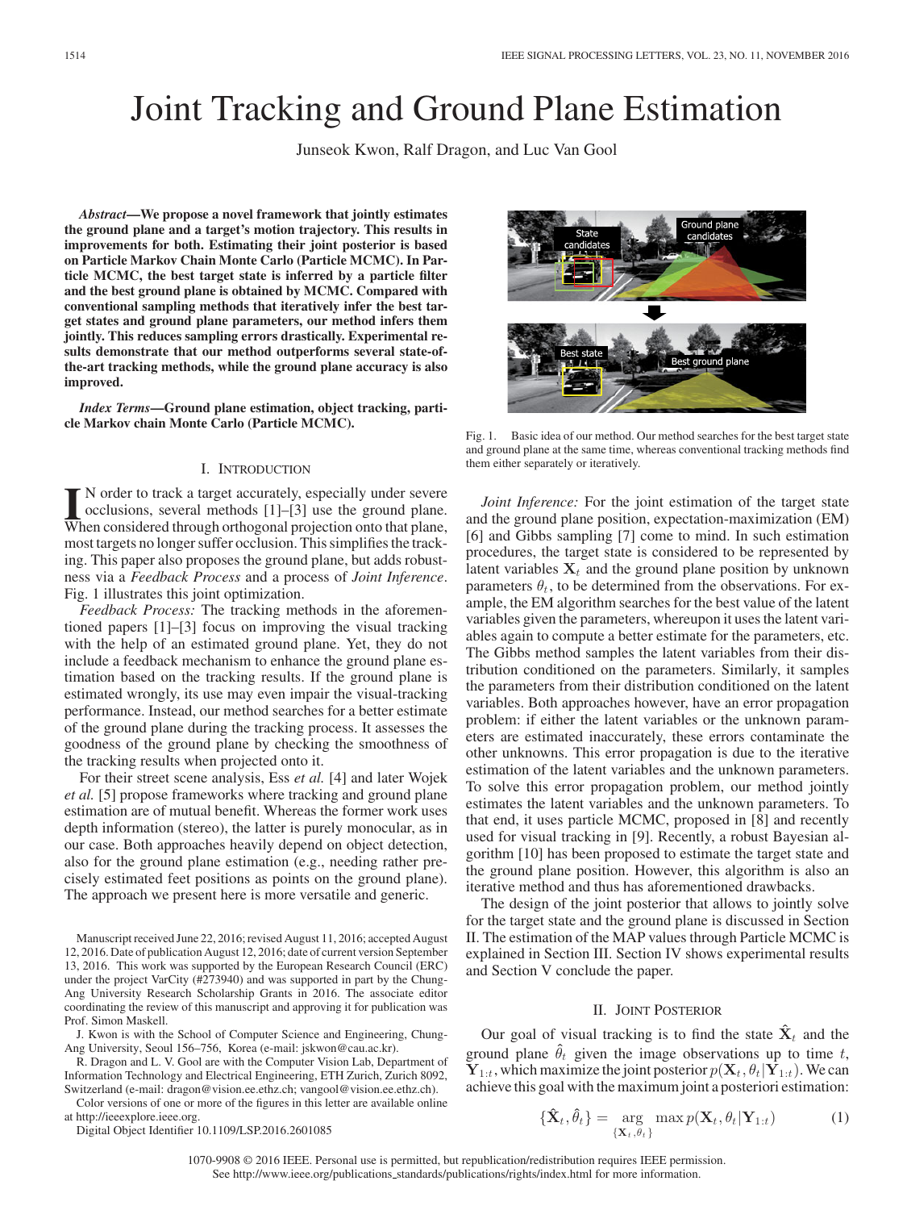# Joint Tracking and Ground Plane Estimation

Junseok Kwon, Ralf Dragon, and Luc Van Gool

***Abstract*—We propose a novel framework that jointly estimates the ground plane and a target's motion trajectory. This results in improvements for both. Estimating their joint posterior is based on Particle Markov Chain Monte Carlo (Particle MCMC). In Particle MCMC, the best target state is inferred by a particle filter and the best ground plane is obtained by MCMC. Compared with conventional sampling methods that iteratively infer the best target states and ground plane parameters, our method infers them jointly. This reduces sampling errors drastically. Experimental results demonstrate that our method outperforms several state-of-the-art tracking methods, while the ground plane accuracy is also improved.**

***Index Terms*—Ground plane estimation, object tracking, particle Markov chain Monte Carlo (Particle MCMC).**

## I. Introduction

In order to track a target accurately, especially under severe occlusions, several methods [1]–[3] use the ground plane. When considered through orthogonal projection onto that plane, most targets no longer suffer occlusion. This simplifies the tracking. This paper also proposes the ground plane, but adds robustness via a *Feedback Process* and a process of *Joint Inference*. Fig. 1 illustrates this joint optimization.

*Feedback Process:* The tracking methods in the aforementioned papers [1]–[3] focus on improving the visual tracking with the help of an estimated ground plane. Yet, they do not include a feedback mechanism to enhance the ground plane estimation based on the tracking results. If the ground plane is estimated wrongly, its use may even impair the visual-tracking performance. Instead, our method searches for a better estimate of the ground plane during the tracking process. It assesses the goodness of the ground plane by checking the smoothness of the tracking results when projected onto it.

For their street scene analysis, Ess *et al.* [4] and later Wojek *et al.* [5] propose frameworks where tracking and ground plane estimation are of mutual benefit. Whereas the former work uses depth information (stereo), the latter is purely monocular, as in our case. Both approaches heavily depend on object detection, also for the ground plane estimation (e.g., needing rather precisely estimated feet positions as points on the ground plane). The approach we present here is more versatile and generic.

Manuscript received June 22, 2016; revised August 11, 2016; accepted August 12, 2016. Date of publication August 12, 2016; date of current version September 13, 2016. This work was supported by the European Research Council (ERC) under the project VarCity (#273940) and was supported in part by the Chung-Ang University Research Scholarship Grants in 2016. The associate editor coordinating the review of this manuscript and approving it for publication was Prof. Simon Maskell.

J. Kwon is with the School of Computer Science and Engineering, Chung-Ang University, Seoul 156–756, Korea (e-mail: jskwon@cau.ac.kr).

R. Dragon and L. V. Gool are with the Computer Vision Lab, Department of Information Technology and Electrical Engineering, ETH Zurich, Zurich 8092, Switzerland (e-mail: dragon@vision.ee.ethz.ch; vangool@vision.ee.ethz.ch).

Color versions of one or more of the figures in this letter are available online at http://ieeexplore.ieee.org.

Digital Object Identifier 10.1109/LSP.2016.2601085

State candidates

Ground plane candidates

Best state

Best ground plane

Fig. 1. Basic idea of our method. Our method searches for the best target state and ground plane at the same time, whereas conventional tracking methods find them either separately or iteratively.

*Joint Inference:* For the joint estimation of the target state and the ground plane position, expectation-maximization (EM) [6] and Gibbs sampling [7] come to mind. In such estimation procedures, the target state is considered to be represented by latent variables $\mathbf{X}_t$ and the ground plane position by unknown parameters $\theta_t$, to be determined from the observations. For example, the EM algorithm searches for the best value of the latent variables given the parameters, whereupon it uses the latent variables again to compute a better estimate for the parameters, etc. The Gibbs method samples the latent variables from their distribution conditioned on the parameters. Similarly, it samples the parameters from their distribution conditioned on the latent variables. Both approaches however, have an error propagation problem: if either the latent variables or the unknown parameters are estimated inaccurately, these errors contaminate the other unknowns. This error propagation is due to the iterative estimation of the latent variables and the unknown parameters. To solve this error propagation problem, our method jointly estimates the latent variables and the unknown parameters. To that end, it uses particle MCMC, proposed in [8] and recently used for visual tracking in [9]. Recently, a robust Bayesian algorithm [10] has been proposed to estimate the target state and the ground plane position. However, this algorithm is also an iterative method and thus has aforementioned drawbacks.

The design of the joint posterior that allows to jointly solve for the target state and the ground plane is discussed in Section II. The estimation of the MAP values through Particle MCMC is explained in Section III. Section IV shows experimental results and Section V conclude the paper.

## II. Joint Posterior

Our goal of visual tracking is to find the state $\hat{\mathbf{X}}_t$ and the ground plane $\hat{\theta}_t$ given the image observations up to time $t$, $\mathbf{Y}_{1:t}$, which maximize the joint posterior $p(\mathbf{X}_t, \theta_t | \mathbf{Y}_{1:t})$. We can achieve this goal with the maximum joint a posteriori estimation:

$$\{\hat{\mathbf{X}}_t, \hat{\theta}_t\} = \underset{\{\mathbf{X}_t, \theta_t\}}{\arg\max}\, p(\mathbf{X}_t, \theta_t | \mathbf{Y}_{1:t}) \tag{1}$$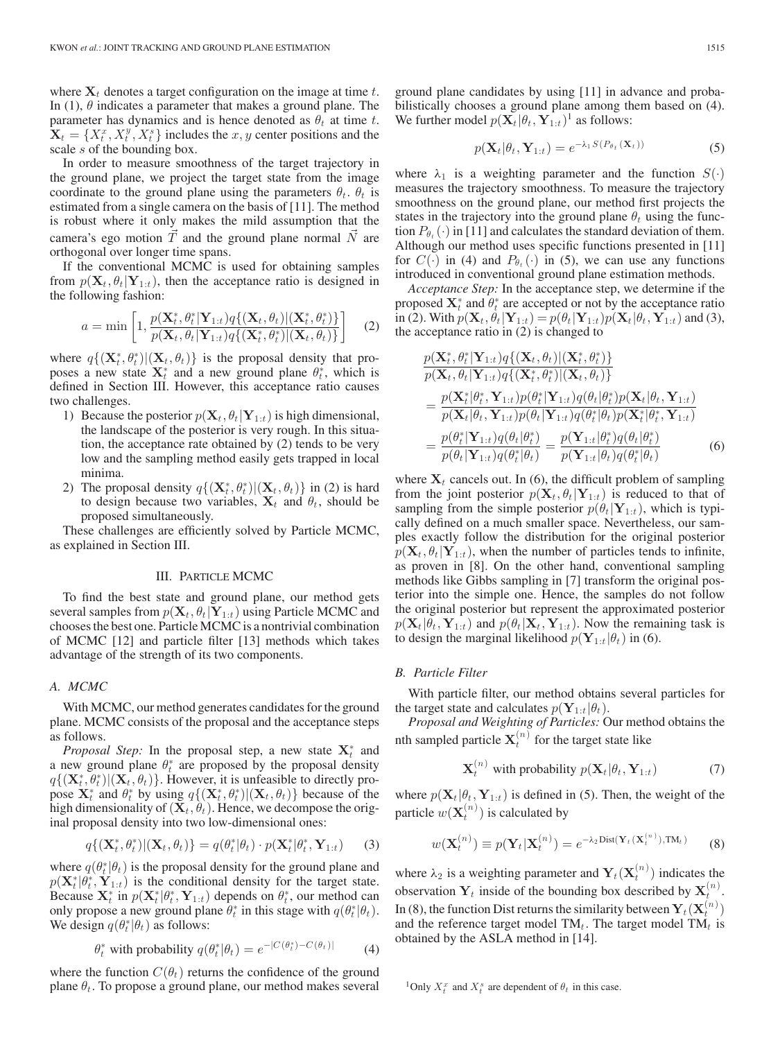where $\mathbf{X}_t$ denotes a target configuration on the image at time $t$. In (1), $\theta$ indicates a parameter that makes a ground plane. The parameter has dynamics and is hence denoted as $\theta_t$ at time $t$. $\mathbf{X}_t = \{X_t^x, X_t^y, X_t^s\}$ includes the $x, y$ center positions and the scale $s$ of the bounding box.

In order to measure smoothness of the target trajectory in the ground plane, we project the target state from the image coordinate to the ground plane using the parameters $\theta_t$. $\theta_t$ is estimated from a single camera on the basis of [11]. The method is robust where it only makes the mild assumption that the camera's ego motion $\vec{T}$ and the ground plane normal $\vec{N}$ are orthogonal over longer time spans.

If the conventional MCMC is used for obtaining samples from $p(\mathbf{X}_t, \theta_t|\mathbf{Y}_{1:t})$, then the acceptance ratio is designed in the following fashion:

$$a = \min\left[1, \frac{p(\mathbf{X}_t^*, \theta_t^*|\mathbf{Y}_{1:t})q\{(\mathbf{X}_t, \theta_t)|(\mathbf{X}_t^*, \theta_t^*)\}}{p(\mathbf{X}_t, \theta_t|\mathbf{Y}_{1:t})q\{(\mathbf{X}_t^*, \theta_t^*)|(\mathbf{X}_t, \theta_t)\}}\right] \quad (2)$$

where $q\{(\mathbf{X}_t^*, \theta_t^*)|(\mathbf{X}_t, \theta_t)\}$ is the proposal density that proposes a new state $\mathbf{X}_t^*$ and a new ground plane $\theta_t^*$, which is defined in Section III. However, this acceptance ratio causes two challenges.

1) Because the posterior $p(\mathbf{X}_t, \theta_t|\mathbf{Y}_{1:t})$ is high dimensional, the landscape of the posterior is very rough. In this situation, the acceptance rate obtained by (2) tends to be very low and the sampling method easily gets trapped in local minima.
2) The proposal density $q\{(\mathbf{X}_t^*, \theta_t^*)|(\mathbf{X}_t, \theta_t)\}$ in (2) is hard to design because two variables, $\mathbf{X}_t$ and $\theta_t$, should be proposed simultaneously.

These challenges are efficiently solved by Particle MCMC, as explained in Section III.

## III. Particle MCMC

To find the best state and ground plane, our method gets several samples from $p(\mathbf{X}_t, \theta_t|\mathbf{Y}_{1:t})$ using Particle MCMC and chooses the best one. Particle MCMC is a nontrivial combination of MCMC [12] and particle filter [13] methods which takes advantage of the strength of its two components.

### A. MCMC

With MCMC, our method generates candidates for the ground plane. MCMC consists of the proposal and the acceptance steps as follows.

*Proposal Step:* In the proposal step, a new state $\mathbf{X}_t^*$ and a new ground plane $\theta_t^*$ are proposed by the proposal density $q\{(\mathbf{X}_t^*, \theta_t^*)|(\mathbf{X}_t, \theta_t)\}$. However, it is unfeasible to directly propose $\mathbf{X}_t^*$ and $\theta_t^*$ by using $q\{(\mathbf{X}_t^*, \theta_t^*)|(\mathbf{X}_t, \theta_t)\}$ because of the high dimensionality of $(\mathbf{X}_t, \theta_t)$. Hence, we decompose the original proposal density into two low-dimensional ones:

$$q\{(\mathbf{X}_t^*, \theta_t^*)|(\mathbf{X}_t, \theta_t)\} = q(\theta_t^*|\theta_t) \cdot p(\mathbf{X}_t^*|\theta_t^*, \mathbf{Y}_{1:t}) \quad (3)$$

where $q(\theta_t^*|\theta_t)$ is the proposal density for the ground plane and $p(\mathbf{X}_t^*|\theta_t^*, \mathbf{Y}_{1:t})$ is the conditional density for the target state. Because $\mathbf{X}_t^*$ in $p(\mathbf{X}_t^*|\theta_t^*, \mathbf{Y}_{1:t})$ depends on $\theta_t^*$, our method can only propose a new ground plane $\theta_t^*$ in this stage with $q(\theta_t^*|\theta_t)$. We design $q(\theta_t^*|\theta_t)$ as follows:

$$\theta_t^* \text{ with probability } q(\theta_t^*|\theta_t) = e^{-|C(\theta_t^*) - C(\theta_t)|} \quad (4)$$

where the function $C(\theta_t)$ returns the confidence of the ground plane $\theta_t$. To propose a ground plane, our method makes several ground plane candidates by using [11] in advance and probabilistically chooses a ground plane among them based on (4). We further model $p(\mathbf{X}_t|\theta_t, \mathbf{Y}_{1:t})$[1] as follows:

$$p(\mathbf{X}_t|\theta_t, \mathbf{Y}_{1:t}) = e^{-\lambda_1 S(P_{\theta_t}(\mathbf{X}_t))} \quad (5)$$

where $\lambda_1$ is a weighting parameter and the function $S(\cdot)$ measures the trajectory smoothness. To measure the trajectory smoothness on the ground plane, our method first projects the states in the trajectory into the ground plane $\theta_t$ using the function $P_{\theta_t}(\cdot)$ in [11] and calculates the standard deviation of them. Although our method uses specific functions presented in [11] for $C(\cdot)$ in (4) and $P_{\theta_t}(\cdot)$ in (5), we can use any functions introduced in conventional ground plane estimation methods.

*Acceptance Step:* In the acceptance step, we determine if the proposed $\mathbf{X}_t^*$ and $\theta_t^*$ are accepted or not by the acceptance ratio in (2). With $p(\mathbf{X}_t, \theta_t|\mathbf{Y}_{1:t}) = p(\theta_t|\mathbf{Y}_{1:t})p(\mathbf{X}_t|\theta_t, \mathbf{Y}_{1:t})$ and (3), the acceptance ratio in (2) is changed to

$$\begin{aligned}
&\frac{p(\mathbf{X}_t^*, \theta_t^*|\mathbf{Y}_{1:t})q\{(\mathbf{X}_t, \theta_t)|(\mathbf{X}_t^*, \theta_t^*)\}}{p(\mathbf{X}_t, \theta_t|\mathbf{Y}_{1:t})q\{(\mathbf{X}_t^*, \theta_t^*)|(\mathbf{X}_t, \theta_t)\}} \\
&= \frac{p(\mathbf{X}_t^*|\theta_t^*, \mathbf{Y}_{1:t})p(\theta_t^*|\mathbf{Y}_{1:t})q(\theta_t|\theta_t^*)p(\mathbf{X}_t|\theta_t, \mathbf{Y}_{1:t})}{p(\mathbf{X}_t|\theta_t, \mathbf{Y}_{1:t})p(\theta_t|\mathbf{Y}_{1:t})q(\theta_t^*|\theta_t)p(\mathbf{X}_t^*|\theta_t^*, \mathbf{Y}_{1:t})} \\
&= \frac{p(\theta_t^*|\mathbf{Y}_{1:t})q(\theta_t|\theta_t^*)}{p(\theta_t|\mathbf{Y}_{1:t})q(\theta_t^*|\theta_t)} = \frac{p(\mathbf{Y}_{1:t}|\theta_t^*)q(\theta_t|\theta_t^*)}{p(\mathbf{Y}_{1:t}|\theta_t)q(\theta_t^*|\theta_t)}
\end{aligned} \quad (6)$$

where $\mathbf{X}_t$ cancels out. In (6), the difficult problem of sampling from the joint posterior $p(\mathbf{X}_t, \theta_t|\mathbf{Y}_{1:t})$ is reduced to that of sampling from the simple posterior $p(\theta_t|\mathbf{Y}_{1:t})$, which is typically defined on a much smaller space. Nevertheless, our samples exactly follow the distribution for the original posterior $p(\mathbf{X}_t, \theta_t|\mathbf{Y}_{1:t})$, when the number of particles tends to infinite, as proven in [8]. On the other hand, conventional sampling methods like Gibbs sampling in [7] transform the original posterior into the simple one. Hence, the samples do not follow the original posterior but represent the approximated posterior $p(\mathbf{X}_t|\theta_t, \mathbf{Y}_{1:t})$ and $p(\theta_t|\mathbf{X}_t, \mathbf{Y}_{1:t})$. Now the remaining task is to design the marginal likelihood $p(\mathbf{Y}_{1:t}|\theta_t)$ in (6).

### B. Particle Filter

With particle filter, our method obtains several particles for the target state and calculates $p(\mathbf{Y}_{1:t}|\theta_t)$.

*Proposal and Weighting of Particles:* Our method obtains the nth sampled particle $\mathbf{X}_t^{(n)}$ for the target state like

$$\mathbf{X}_t^{(n)} \text{ with probability } p(\mathbf{X}_t|\theta_t, \mathbf{Y}_{1:t}) \quad (7)$$

where $p(\mathbf{X}_t|\theta_t, \mathbf{Y}_{1:t})$ is defined in (5). Then, the weight of the particle $w(\mathbf{X}_t^{(n)})$ is calculated by

$$w(\mathbf{X}_t^{(n)}) \equiv p(\mathbf{Y}_t|\mathbf{X}_t^{(n)}) = e^{-\lambda_2 \mathrm{Dist}(\mathbf{Y}_t(\mathbf{X}_t^{(n)}), \mathrm{TM}_t)} \quad (8)$$

where $\lambda_2$ is a weighting parameter and $\mathbf{Y}_t(\mathbf{X}_t^{(n)})$ indicates the observation $\mathbf{Y}_t$ inside of the bounding box described by $\mathbf{X}_t^{(n)}$. In (8), the function Dist returns the similarity between $\mathbf{Y}_t(\mathbf{X}_t^{(n)})$ and the reference target model $\mathrm{TM}_t$. The target model $\mathrm{TM}_t$ is obtained by the ASLA method in [14].

[1] Only $X_t^x$ and $X_t^s$ are dependent of $\theta_t$ in this case.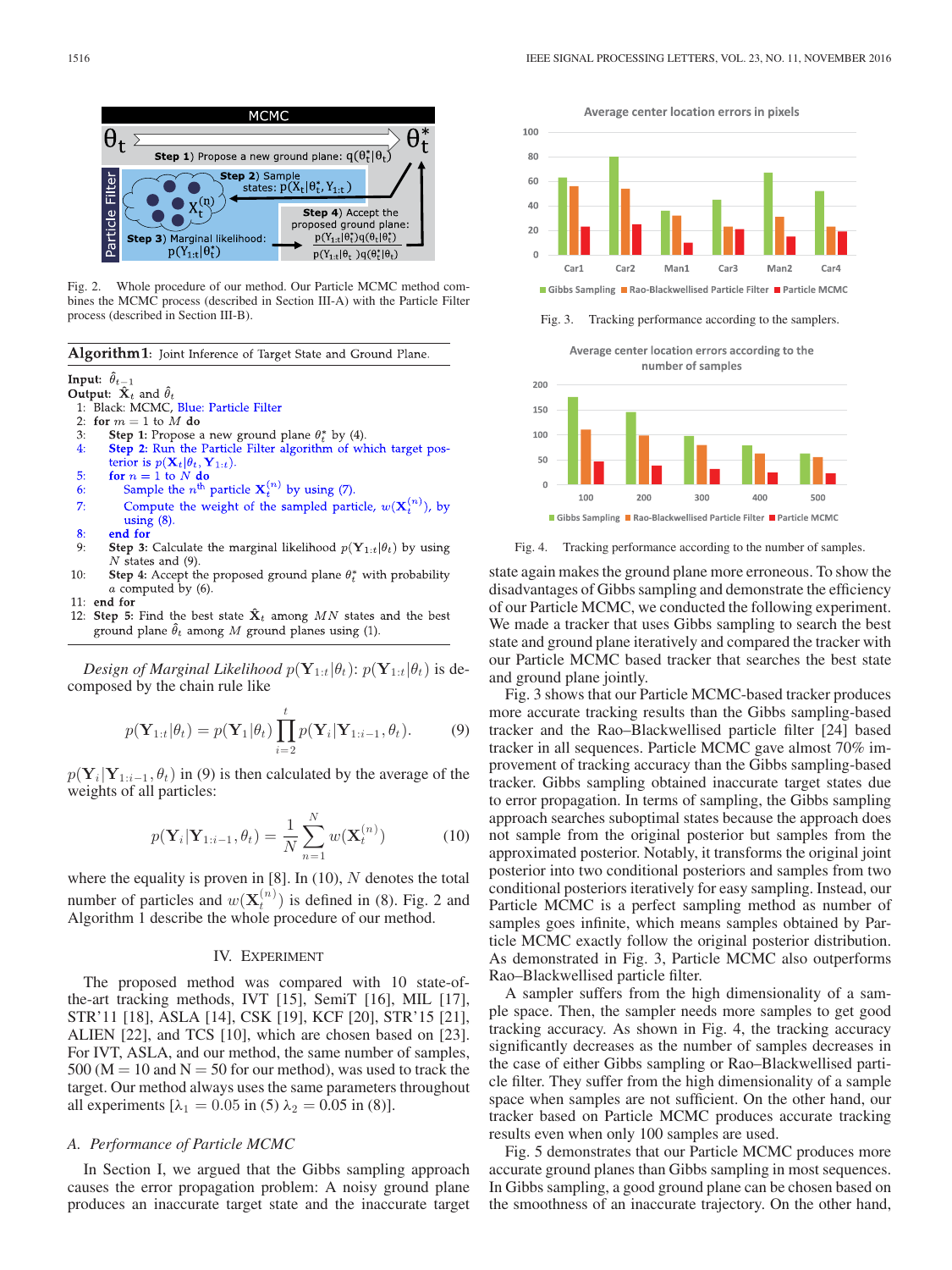Fig. 2. Whole procedure of our method. Our Particle MCMC method combines the MCMC process (described in Section III-A) with the Particle Filter process (described in Section III-B).

**Algorithm 1:** Joint Inference of Target State and Ground Plane.

**Input:** $\hat{\theta}_{t-1}$
**Output:** $\hat{\mathbf{X}}_t$ and $\hat{\theta}_t$

1: Black: MCMC, Blue: Particle Filter
2: **for** $m = 1$ to $M$ **do**
3: **Step 1:** Propose a new ground plane $\theta_t^*$ by (4).
4: **Step 2:** Run the Particle Filter algorithm of which target posterior is $p(\mathbf{X}_t|\theta_t, \mathbf{Y}_{1:t})$.
5: **for** $n = 1$ to $N$ **do**
6: Sample the $n^{\text{th}}$ particle $\mathbf{X}_t^{(n)}$ by using (7).
7: Compute the weight of the sampled particle, $w(\mathbf{X}_t^{(n)})$, by using (8).
8: **end for**
9: **Step 3:** Calculate the marginal likelihood $p(\mathbf{Y}_{1:t}|\theta_t)$ by using $N$ states and (9).
10: **Step 4:** Accept the proposed ground plane $\theta_t^*$ with probability $a$ computed by (6).
11: **end for**
12: **Step 5:** Find the best state $\hat{\mathbf{X}}_t$ among $MN$ states and the best ground plane $\hat{\theta}_t$ among $M$ ground planes using (1).

*Design of Marginal Likelihood* $p(\mathbf{Y}_{1:t}|\theta_t)$: $p(\mathbf{Y}_{1:t}|\theta_t)$ is decomposed by the chain rule like

$$p(\mathbf{Y}_{1:t}|\theta_t) = p(\mathbf{Y}_1|\theta_t) \prod_{i=2}^{t} p(\mathbf{Y}_i|\mathbf{Y}_{1:i-1}, \theta_t). \tag{9}$$

$p(\mathbf{Y}_i|\mathbf{Y}_{1:i-1}, \theta_t)$ in (9) is then calculated by the average of the weights of all particles:

$$p(\mathbf{Y}_i|\mathbf{Y}_{1:i-1}, \theta_t) = \frac{1}{N} \sum_{n=1}^{N} w(\mathbf{X}_t^{(n)}) \tag{10}$$

where the equality is proven in [8]. In (10), $N$ denotes the total number of particles and $w(\mathbf{X}_t^{(n)})$ is defined in (8). Fig. 2 and Algorithm 1 describe the whole procedure of our method.

## IV. Experiment

The proposed method was compared with 10 state-of-the-art tracking methods, IVT [15], SemiT [16], MIL [17], STR'11 [18], ASLA [14], CSK [19], KCF [20], STR'15 [21], ALIEN [22], and TCS [10], which are chosen based on [23]. For IVT, ASLA, and our method, the same number of samples, 500 (M = 10 and N = 50 for our method), was used to track the target. Our method always uses the same parameters throughout all experiments [$\lambda_1 = 0.05$ in (5) $\lambda_2 = 0.05$ in (8)].

### A. Performance of Particle MCMC

In Section I, we argued that the Gibbs sampling approach causes the error propagation problem: A noisy ground plane produces an inaccurate target state and the inaccurate target state again makes the ground plane more erroneous. To show the disadvantages of Gibbs sampling and demonstrate the efficiency of our Particle MCMC, we conducted the following experiment. We made a tracker that uses Gibbs sampling to search the best state and ground plane iteratively and compared the tracker with our Particle MCMC based tracker that searches the best state and ground plane jointly.

Fig. 3. Tracking performance according to the samplers.

Fig. 4. Tracking performance according to the number of samples.

Fig. 3 shows that our Particle MCMC-based tracker produces more accurate tracking results than the Gibbs sampling-based tracker and the Rao–Blackwellised particle filter [24] based tracker in all sequences. Particle MCMC gave almost 70% improvement of tracking accuracy than the Gibbs sampling-based tracker. Gibbs sampling obtained inaccurate target states due to error propagation. In terms of sampling, the Gibbs sampling approach searches suboptimal states because the approach does not sample from the original posterior but samples from the approximated posterior. Notably, it transforms the original joint posterior into two conditional posteriors and samples from two conditional posteriors iteratively for easy sampling. Instead, our Particle MCMC is a perfect sampling method as number of samples goes infinite, which means samples obtained by Particle MCMC exactly follow the original posterior distribution. As demonstrated in Fig. 3, Particle MCMC also outperforms Rao–Blackwellised particle filter.

A sampler suffers from the high dimensionality of a sample space. Then, the sampler needs more samples to get good tracking accuracy. As shown in Fig. 4, the tracking accuracy significantly decreases as the number of samples decreases in the case of either Gibbs sampling or Rao–Blackwellised particle filter. They suffer from the high dimensionality of a sample space when samples are not sufficient. On the other hand, our tracker based on Particle MCMC produces accurate tracking results even when only 100 samples are used.

Fig. 5 demonstrates that our Particle MCMC produces more accurate ground planes than Gibbs sampling in most sequences. In Gibbs sampling, a good ground plane can be chosen based on the smoothness of an inaccurate trajectory. On the other hand,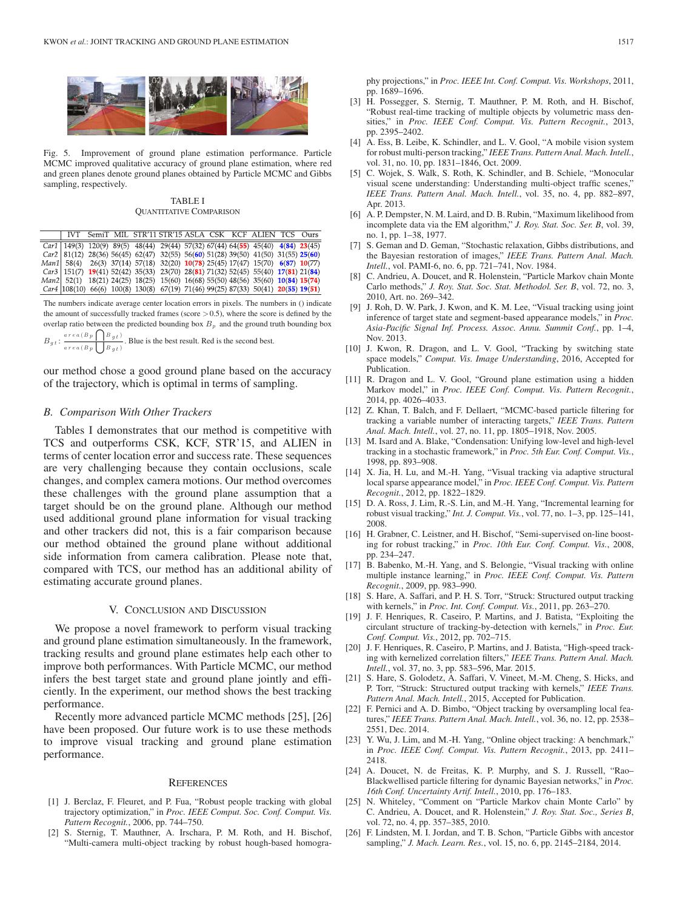Fig. 5. Improvement of ground plane estimation performance. Particle MCMC improved qualitative accuracy of ground plane estimation, where red and green planes denote ground planes obtained by Particle MCMC and Gibbs sampling, respectively.

TABLE I
QUANTITATIVE COMPARISON

| | IVT | SemiT | MIL | STR'11 | STR'15 | ASLA | CSK | KCF | ALIEN | TCS | Ours |
|---|---|---|---|---|---|---|---|---|---|---|---|
| *Car1* | 149(3) | 120(9) | 89(5) | 48(44) | 29(44) | 57(32) | 67(44) | 64(**55**) | 45(40) | **4**(**84**) | **23**(45) |
| *Car2* | 81(12) | 28(36) | 56(45) | 62(47) | 32(55) | 56(**60**) | 51(28) | 39(50) | 41(50) | 31(55) | **25**(**60**) |
| *Man1* | 58(4) | 26(3) | 37(14) | 57(18) | 32(20) | **10**(**78**) | 25(45) | 17(47) | 15(70) | **6**(**87**) | **10**(77) |
| *Car3* | 151(7) | **19**(41) | 52(42) | 35(33) | 23(70) | 28(**81**) | 71(32) | 52(45) | 55(40) | **17**(**81**) | 21(**84**) |
| *Man2* | 52(1) | 18(21) | 24(25) | 18(25) | 15(60) | 16(68) | 55(50) | 48(56) | 35(60) | **10**(**84**) | **15**(**74**) |
| *Car4* | 108(10) | 66(6) | 100(8) | 130(8) | 67(19) | 71(46) | 99(25) | 87(33) | 50(41) | **20**(**55**) | **19**(**51**) |

The numbers indicate average center location errors in pixels. The numbers in () indicate the amount of successfully tracked frames (score $> 0.5$), where the score is defined by the overlap ratio between the predicted bounding box $B_p$ and the ground truth bounding box $B_{gt}$: $\frac{area(B_p \bigcap B_{gt})}{area(B_p \bigcup B_{gt})}$. Blue is the best result. Red is the second best.

our method chose a good ground plane based on the accuracy of the trajectory, which is optimal in terms of sampling.

### B. Comparison With Other Trackers

Tables I demonstrates that our method is competitive with TCS and outperforms CSK, KCF, STR'15, and ALIEN in terms of center location error and success rate. These sequences are very challenging because they contain occlusions, scale changes, and complex camera motions. Our method overcomes these challenges with the ground plane assumption that a target should be on the ground plane. Although our method used additional ground plane information for visual tracking and other trackers did not, this is a fair comparison because our method obtained the ground plane without additional side information from camera calibration. Please note that, compared with TCS, our method has an additional ability of estimating accurate ground planes.

## V. Conclusion and Discussion

We propose a novel framework to perform visual tracking and ground plane estimation simultaneously. In the framework, tracking results and ground plane estimates help each other to improve both performances. With Particle MCMC, our method infers the best target state and ground plane jointly and efficiently. In the experiment, our method shows the best tracking performance.

Recently more advanced particle MCMC methods [25], [26] have been proposed. Our future work is to use these methods to improve visual tracking and ground plane estimation performance.

## References

[1] J. Berclaz, F. Fleuret, and P. Fua, "Robust people tracking with global trajectory optimization," in *Proc. IEEE Comput. Soc. Conf. Comput. Vis. Pattern Recognit.*, 2006, pp. 744–750.

[2] S. Sternig, T. Mauthner, A. Irschara, P. M. Roth, and H. Bischof, "Multi-camera multi-object tracking by robust hough-based homography projections," in *Proc. IEEE Int. Conf. Comput. Vis. Workshops*, 2011, pp. 1689–1696.

[3] H. Possegger, S. Sternig, T. Mauthner, P. M. Roth, and H. Bischof, "Robust real-time tracking of multiple objects by volumetric mass densities," in *Proc. IEEE Conf. Comput. Vis. Pattern Recognit.*, 2013, pp. 2395–2402.

[4] A. Ess, B. Leibe, K. Schindler, and L. V. Gool, "A mobile vision system for robust multi-person tracking," *IEEE Trans. Pattern Anal. Mach. Intell.*, vol. 31, no. 10, pp. 1831–1846, Oct. 2009.

[5] C. Wojek, S. Walk, S. Roth, K. Schindler, and B. Schiele, "Monocular visual scene understanding: Understanding multi-object traffic scenes," *IEEE Trans. Pattern Anal. Mach. Intell.*, vol. 35, no. 4, pp. 882–897, Apr. 2013.

[6] A. P. Dempster, N. M. Laird, and D. B. Rubin, "Maximum likelihood from incomplete data via the EM algorithm," *J. Roy. Stat. Soc. Ser. B*, vol. 39, no. 1, pp. 1–38, 1977.

[7] S. Geman and D. Geman, "Stochastic relaxation, Gibbs distributions, and the Bayesian restoration of images," *IEEE Trans. Pattern Anal. Mach. Intell.*, vol. PAMI-6, no. 6, pp. 721–741, Nov. 1984.

[8] C. Andrieu, A. Doucet, and R. Holenstein, "Particle Markov chain Monte Carlo methods," *J. Roy. Stat. Soc. Stat. Methodol. Ser. B*, vol. 72, no. 3, 2010, Art. no. 269–342.

[9] J. Roh, D. W. Park, J. Kwon, and K. M. Lee, "Visual tracking using joint inference of target state and segment-based appearance models," in *Proc. Asia-Pacific Signal Inf. Process. Assoc. Annu. Summit Conf.*, pp. 1–4, Nov. 2013.

[10] J. Kwon, R. Dragon, and L. V. Gool, "Tracking by switching state space models," *Comput. Vis. Image Understanding*, 2016, Accepted for Publication.

[11] R. Dragon and L. V. Gool, "Ground plane estimation using a hidden Markov model," in *Proc. IEEE Conf. Comput. Vis. Pattern Recognit.*, 2014, pp. 4026–4033.

[12] Z. Khan, T. Balch, and F. Dellaert, "MCMC-based particle filtering for tracking a variable number of interacting targets," *IEEE Trans. Pattern Anal. Mach. Intell.*, vol. 27, no. 11, pp. 1805–1918, Nov. 2005.

[13] M. Isard and A. Blake, "Condensation: Unifying low-level and high-level tracking in a stochastic framework," in *Proc. 5th Eur. Conf. Comput. Vis.*, 1998, pp. 893–908.

[14] X. Jia, H. Lu, and M.-H. Yang, "Visual tracking via adaptive structural local sparse appearance model," in *Proc. IEEE Conf. Comput. Vis. Pattern Recognit.*, 2012, pp. 1822–1829.

[15] D. A. Ross, J. Lim, R.-S. Lin, and M.-H. Yang, "Incremental learning for robust visual tracking," *Int. J. Comput. Vis.*, vol. 77, no. 1–3, pp. 125–141, 2008.

[16] H. Grabner, C. Leistner, and H. Bischof, "Semi-supervised on-line boosting for robust tracking," in *Proc. 10th Eur. Conf. Comput. Vis.*, 2008, pp. 234–247.

[17] B. Babenko, M.-H. Yang, and S. Belongie, "Visual tracking with online multiple instance learning," in *Proc. IEEE Conf. Comput. Vis. Pattern Recognit.*, 2009, pp. 983–990.

[18] S. Hare, A. Saffari, and P. H. S. Torr, "Struck: Structured output tracking with kernels," in *Proc. Int. Conf. Comput. Vis.*, 2011, pp. 263–270.

[19] J. F. Henriques, R. Caseiro, P. Martins, and J. Batista, "Exploiting the circulant structure of tracking-by-detection with kernels," in *Proc. Eur. Conf. Comput. Vis.*, 2012, pp. 702–715.

[20] J. F. Henriques, R. Caseiro, P. Martins, and J. Batista, "High-speed tracking with kernelized correlation filters," *IEEE Trans. Pattern Anal. Mach. Intell.*, vol. 37, no. 3, pp. 583–596, Mar. 2015.

[21] S. Hare, S. Golodetz, A. Saffari, V. Vineet, M.-M. Cheng, S. Hicks, and P. Torr, "Struck: Structured output tracking with kernels," *IEEE Trans. Pattern Anal. Mach. Intell.*, 2015, Accepted for Publication.

[22] F. Pernici and A. D. Bimbo, "Object tracking by oversampling local features," *IEEE Trans. Pattern Anal. Mach. Intell.*, vol. 36, no. 12, pp. 2538–2551, Dec. 2014.

[23] Y. Wu, J. Lim, and M.-H. Yang, "Online object tracking: A benchmark," in *Proc. IEEE Conf. Comput. Vis. Pattern Recognit.*, 2013, pp. 2411–2418.

[24] A. Doucet, N. de Freitas, K. P. Murphy, and S. J. Russell, "Rao–Blackwellised particle filtering for dynamic Bayesian networks," in *Proc. 16th Conf. Uncertainty Artif. Intell.*, 2010, pp. 176–183.

[25] N. Whiteley, "Comment on "Particle Markov chain Monte Carlo" by C. Andrieu, A. Doucet, and R. Holenstein," *J. Roy. Stat. Soc., Series B*, vol. 72, no. 4, pp. 357–385, 2010.

[26] F. Lindsten, M. I. Jordan, and T. B. Schon, "Particle Gibbs with ancestor sampling," *J. Mach. Learn. Res.*, vol. 15, no. 6, pp. 2145–2184, 2014.